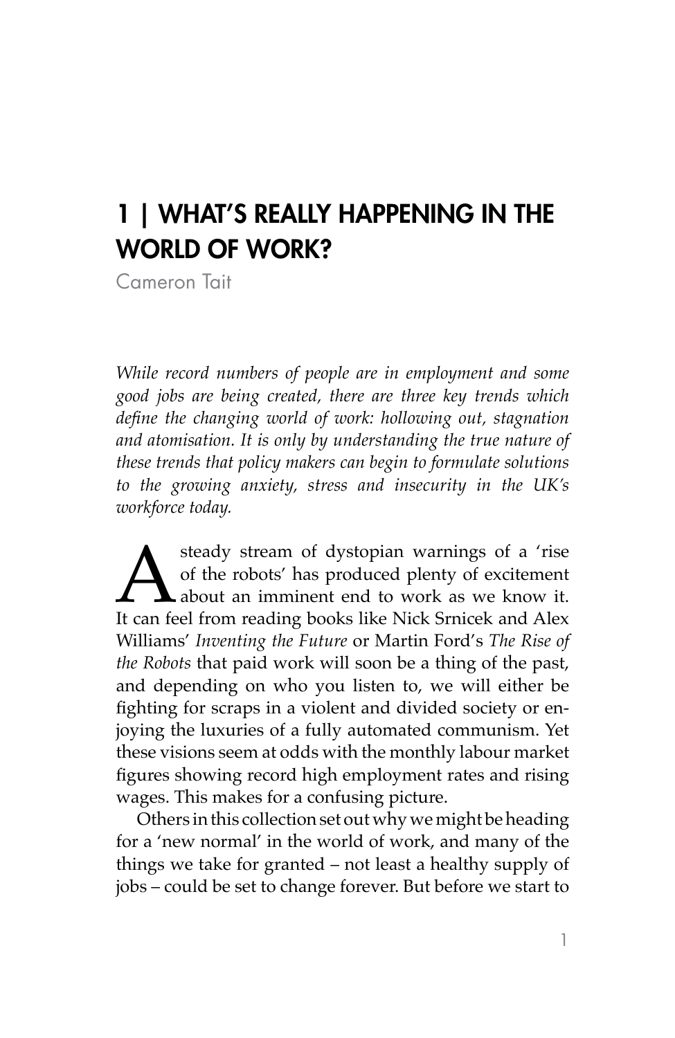# 1 | WHAT'S REALLY HAPPENING IN THE WORLD OF WORK?

Cameron Tait

*While record numbers of people are in employment and some good jobs are being created, there are three key trends which define the changing world of work: hollowing out, stagnation and atomisation. It is only by understanding the true nature of these trends that policy makers can begin to formulate solutions to the growing anxiety, stress and insecurity in the UK's workforce today.*

A steady stream of dystopian warnings of a 'rise of the robots' has produced plenty of excitement about an imminent end to work as we know it. It can feel from reading books like Nick Srnicek and Alex Williams' *Inventing the Future* or Martin Ford's *The Rise of the Robots* that paid work will soon be a thing of the past, and depending on who you listen to, we will either be fighting for scraps in a violent and divided society or enjoying the luxuries of a fully automated communism. Yet these visions seem at odds with the monthly labour market figures showing record high employment rates and rising wages. This makes for a confusing picture.

Others in this collection set out why we might be heading for a 'new normal' in the world of work, and many of the things we take for granted – not least a healthy supply of jobs – could be set to change forever. But before we start to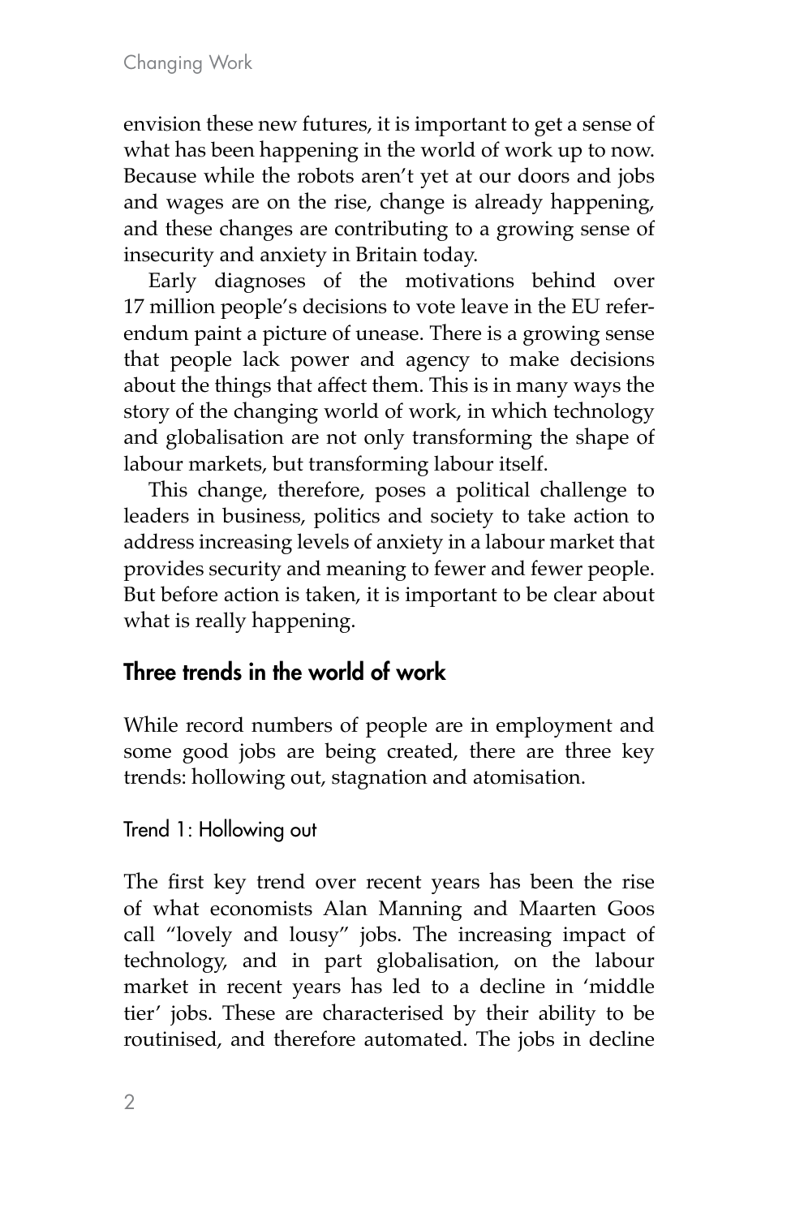envision these new futures, it is important to get a sense of what has been happening in the world of work up to now. Because while the robots aren't yet at our doors and jobs and wages are on the rise, change is already happening, and these changes are contributing to a growing sense of insecurity and anxiety in Britain today.

Early diagnoses of the motivations behind over 17 million people's decisions to vote leave in the EU referendum paint a picture of unease. There is a growing sense that people lack power and agency to make decisions about the things that affect them. This is in many ways the story of the changing world of work, in which technology and globalisation are not only transforming the shape of labour markets, but transforming labour itself.

This change, therefore, poses a political challenge to leaders in business, politics and society to take action to address increasing levels of anxiety in a labour market that provides security and meaning to fewer and fewer people. But before action is taken, it is important to be clear about what is really happening.

## Three trends in the world of work

While record numbers of people are in employment and some good jobs are being created, there are three key trends: hollowing out, stagnation and atomisation.

### Trend 1: Hollowing out

The first key trend over recent years has been the rise of what economists Alan Manning and Maarten Goos call "lovely and lousy" jobs. The increasing impact of technology, and in part globalisation, on the labour market in recent years has led to a decline in 'middle tier' jobs. These are characterised by their ability to be routinised, and therefore automated. The jobs in decline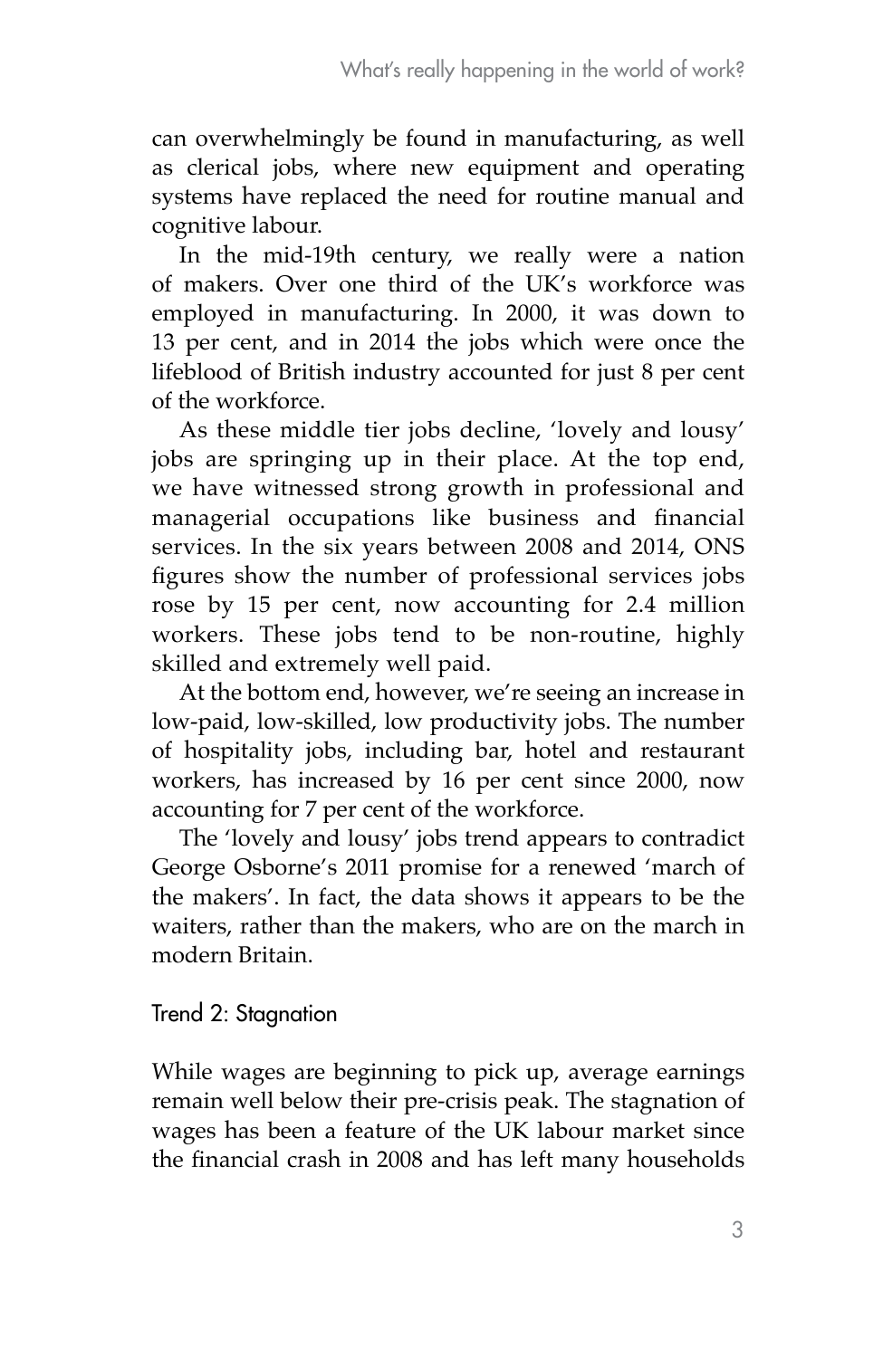can overwhelmingly be found in manufacturing, as well as clerical jobs, where new equipment and operating systems have replaced the need for routine manual and cognitive labour.

In the mid-19th century, we really were a nation of makers. Over one third of the UK's workforce was employed in manufacturing. In 2000, it was down to 13 per cent, and in 2014 the jobs which were once the lifeblood of British industry accounted for just 8 per cent of the workforce.

As these middle tier jobs decline, 'lovely and lousy' jobs are springing up in their place. At the top end, we have witnessed strong growth in professional and managerial occupations like business and financial services. In the six years between 2008 and 2014, ONS figures show the number of professional services jobs rose by 15 per cent, now accounting for 2.4 million workers. These jobs tend to be non-routine, highly skilled and extremely well paid.

At the bottom end, however, we're seeing an increase in low-paid, low-skilled, low productivity jobs. The number of hospitality jobs, including bar, hotel and restaurant workers, has increased by 16 per cent since 2000, now accounting for 7 per cent of the workforce.

The 'lovely and lousy' jobs trend appears to contradict George Osborne's 2011 promise for a renewed 'march of the makers'. In fact, the data shows it appears to be the waiters, rather than the makers, who are on the march in modern Britain.

## Trend 2: Stagnation

While wages are beginning to pick up, average earnings remain well below their pre-crisis peak. The stagnation of wages has been a feature of the UK labour market since the financial crash in 2008 and has left many households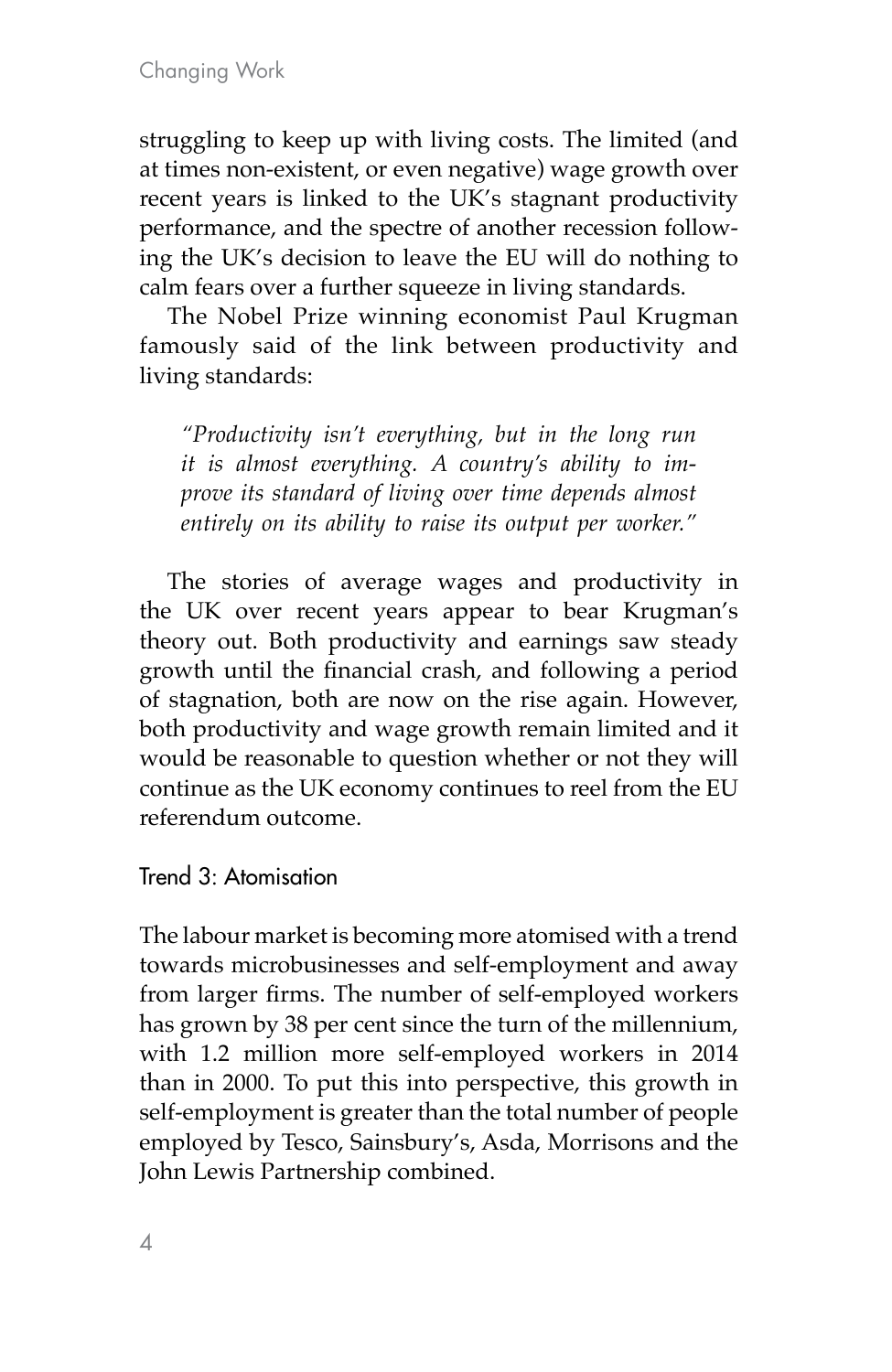struggling to keep up with living costs. The limited (and at times non-existent, or even negative) wage growth over recent years is linked to the UK's stagnant productivity performance, and the spectre of another recession following the UK's decision to leave the EU will do nothing to calm fears over a further squeeze in living standards.

The Nobel Prize winning economist Paul Krugman famously said of the link between productivity and living standards:

> *"Productivity isn't everything, but in the long run it is almost everything. A country's ability to improve its standard of living over time depends almost entirely on its ability to raise its output per worker."*

The stories of average wages and productivity in the UK over recent years appear to bear Krugman's theory out. Both productivity and earnings saw steady growth until the financial crash, and following a period of stagnation, both are now on the rise again. However, both productivity and wage growth remain limited and it would be reasonable to question whether or not they will continue as the UK economy continues to reel from the EU referendum outcome.

### Trend 3: Atomisation

The labour market is becoming more atomised with a trend towards microbusinesses and self-employment and away from larger firms. The number of self-employed workers has grown by 38 per cent since the turn of the millennium, with 1.2 million more self-employed workers in 2014 than in 2000. To put this into perspective, this growth in self-employment is greater than the total number of people employed by Tesco, Sainsbury's, Asda, Morrisons and the John Lewis Partnership combined.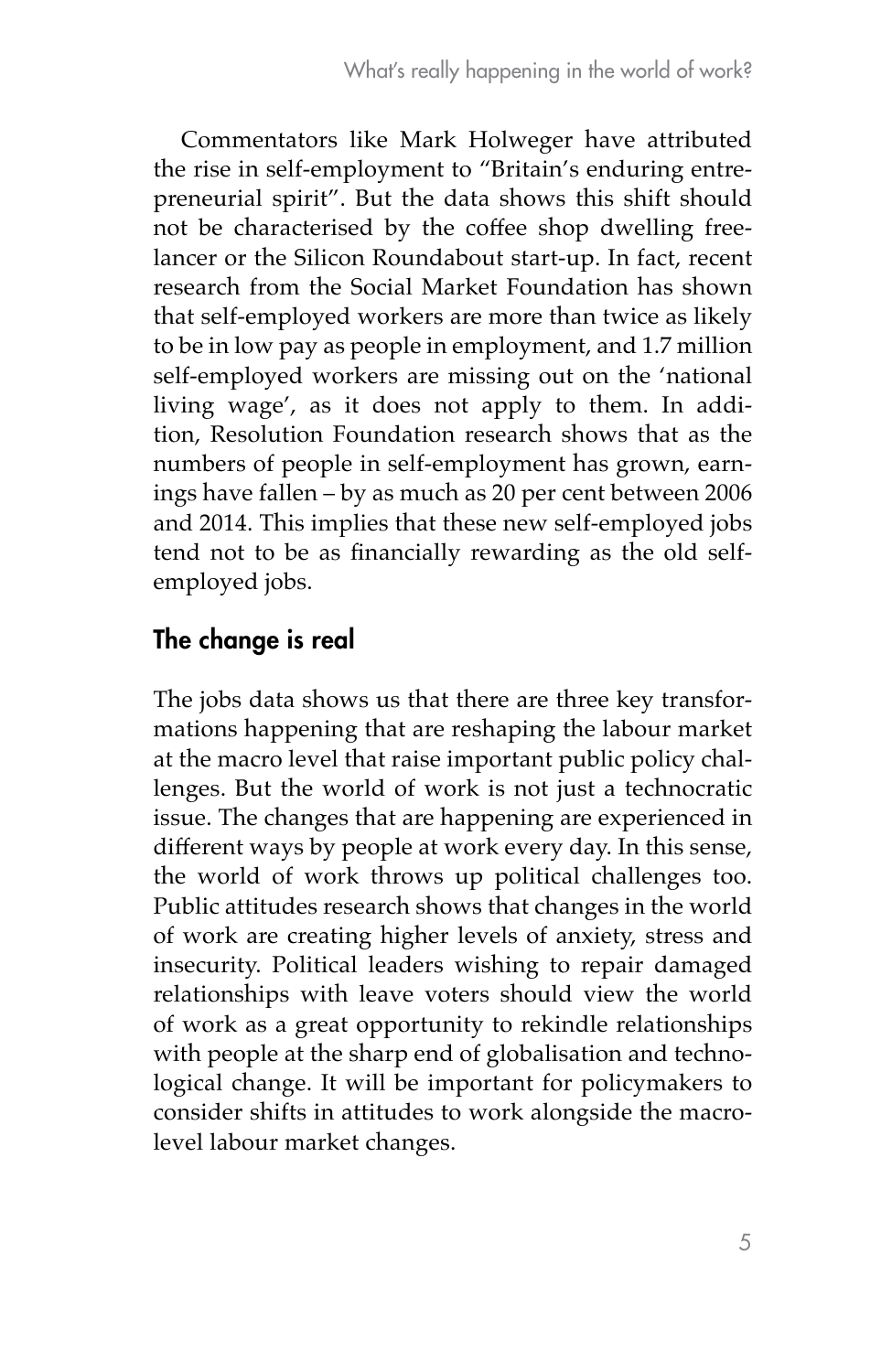Commentators like Mark Holweger have attributed the rise in self-employment to "Britain's enduring entrepreneurial spirit". But the data shows this shift should not be characterised by the coffee shop dwelling freelancer or the Silicon Roundabout start-up. In fact, recent research from the Social Market Foundation has shown that self-employed workers are more than twice as likely to be in low pay as people in employment, and 1.7 million self-employed workers are missing out on the 'national living wage', as it does not apply to them. In addition, Resolution Foundation research shows that as the numbers of people in self-employment has grown, earnings have fallen – by as much as 20 per cent between 2006 and 2014. This implies that these new self-employed jobs tend not to be as financially rewarding as the old self-employed jobs.

## The change is real

The jobs data shows us that there are three key transformations happening that are reshaping the labour market at the macro level that raise important public policy challenges. But the world of work is not just a technocratic issue. The changes that are happening are experienced in different ways by people at work every day. In this sense, the world of work throws up political challenges too. Public attitudes research shows that changes in the world of work are creating higher levels of anxiety, stress and insecurity. Political leaders wishing to repair damaged relationships with leave voters should view the world of work as a great opportunity to rekindle relationships with people at the sharp end of globalisation and technological change. It will be important for policymakers to consider shifts in attitudes to work alongside the macro-level labour market changes.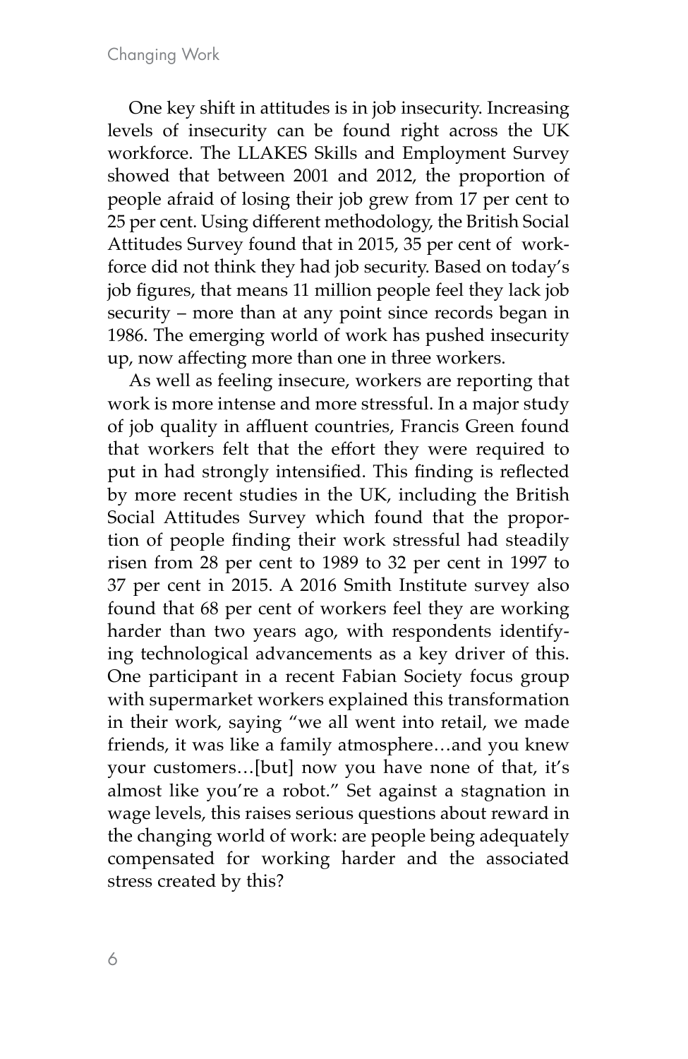One key shift in attitudes is in job insecurity. Increasing levels of insecurity can be found right across the UK workforce. The LLAKES Skills and Employment Survey showed that between 2001 and 2012, the proportion of people afraid of losing their job grew from 17 per cent to 25 per cent. Using different methodology, the British Social Attitudes Survey found that in 2015, 35 per cent of workforce did not think they had job security. Based on today's job figures, that means 11 million people feel they lack job security – more than at any point since records began in 1986. The emerging world of work has pushed insecurity up, now affecting more than one in three workers.

As well as feeling insecure, workers are reporting that work is more intense and more stressful. In a major study of job quality in affluent countries, Francis Green found that workers felt that the effort they were required to put in had strongly intensified. This finding is reflected by more recent studies in the UK, including the British Social Attitudes Survey which found that the proportion of people finding their work stressful had steadily risen from 28 per cent to 1989 to 32 per cent in 1997 to 37 per cent in 2015. A 2016 Smith Institute survey also found that 68 per cent of workers feel they are working harder than two years ago, with respondents identifying technological advancements as a key driver of this. One participant in a recent Fabian Society focus group with supermarket workers explained this transformation in their work, saying "we all went into retail, we made friends, it was like a family atmosphere…and you knew your customers…[but] now you have none of that, it's almost like you're a robot." Set against a stagnation in wage levels, this raises serious questions about reward in the changing world of work: are people being adequately compensated for working harder and the associated stress created by this?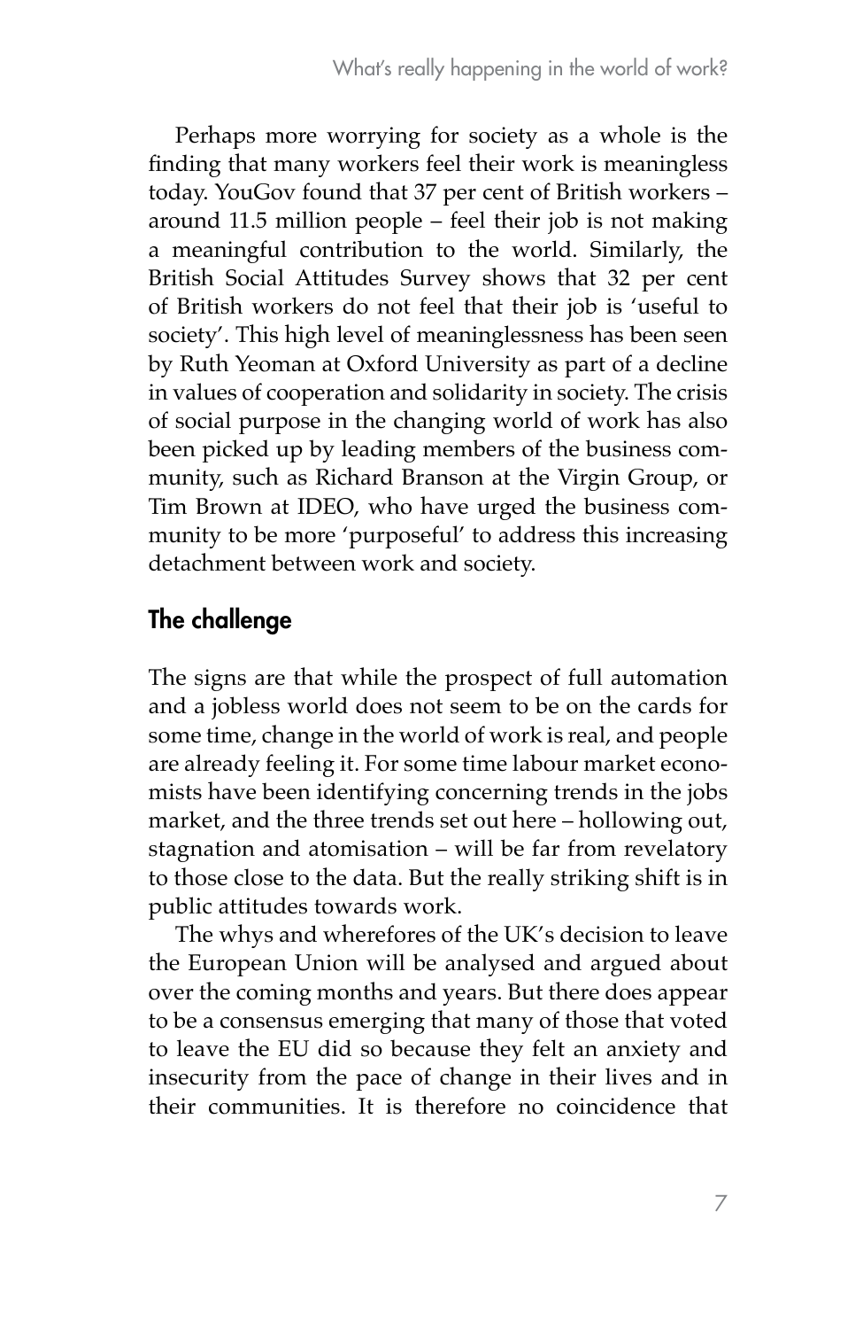Perhaps more worrying for society as a whole is the finding that many workers feel their work is meaningless today. YouGov found that 37 per cent of British workers – around 11.5 million people – feel their job is not making a meaningful contribution to the world. Similarly, the British Social Attitudes Survey shows that 32 per cent of British workers do not feel that their job is 'useful to society'. This high level of meaninglessness has been seen by Ruth Yeoman at Oxford University as part of a decline in values of cooperation and solidarity in society. The crisis of social purpose in the changing world of work has also been picked up by leading members of the business community, such as Richard Branson at the Virgin Group, or Tim Brown at IDEO, who have urged the business community to be more 'purposeful' to address this increasing detachment between work and society.

## The challenge

The signs are that while the prospect of full automation and a jobless world does not seem to be on the cards for some time, change in the world of work is real, and people are already feeling it. For some time labour market economists have been identifying concerning trends in the jobs market, and the three trends set out here – hollowing out, stagnation and atomisation – will be far from revelatory to those close to the data. But the really striking shift is in public attitudes towards work.

The whys and wherefores of the UK's decision to leave the European Union will be analysed and argued about over the coming months and years. But there does appear to be a consensus emerging that many of those that voted to leave the EU did so because they felt an anxiety and insecurity from the pace of change in their lives and in their communities. It is therefore no coincidence that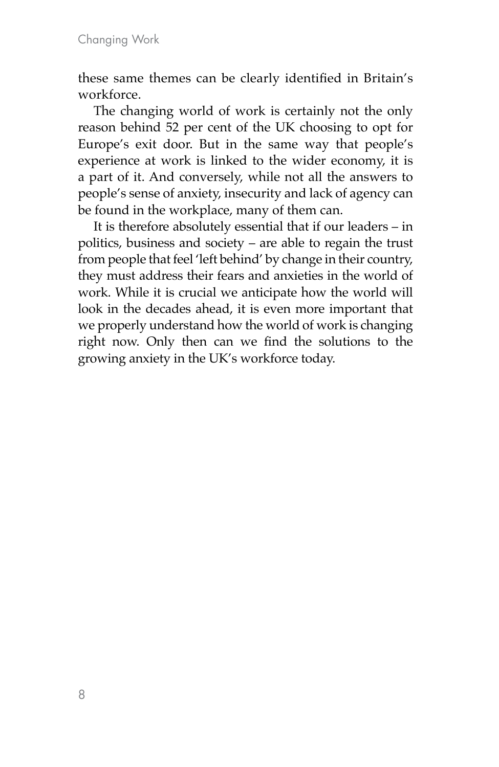these same themes can be clearly identified in Britain's workforce.

The changing world of work is certainly not the only reason behind 52 per cent of the UK choosing to opt for Europe's exit door. But in the same way that people's experience at work is linked to the wider economy, it is a part of it. And conversely, while not all the answers to people's sense of anxiety, insecurity and lack of agency can be found in the workplace, many of them can.

It is therefore absolutely essential that if our leaders – in politics, business and society – are able to regain the trust from people that feel 'left behind' by change in their country, they must address their fears and anxieties in the world of work. While it is crucial we anticipate how the world will look in the decades ahead, it is even more important that we properly understand how the world of work is changing right now. Only then can we find the solutions to the growing anxiety in the UK's workforce today.